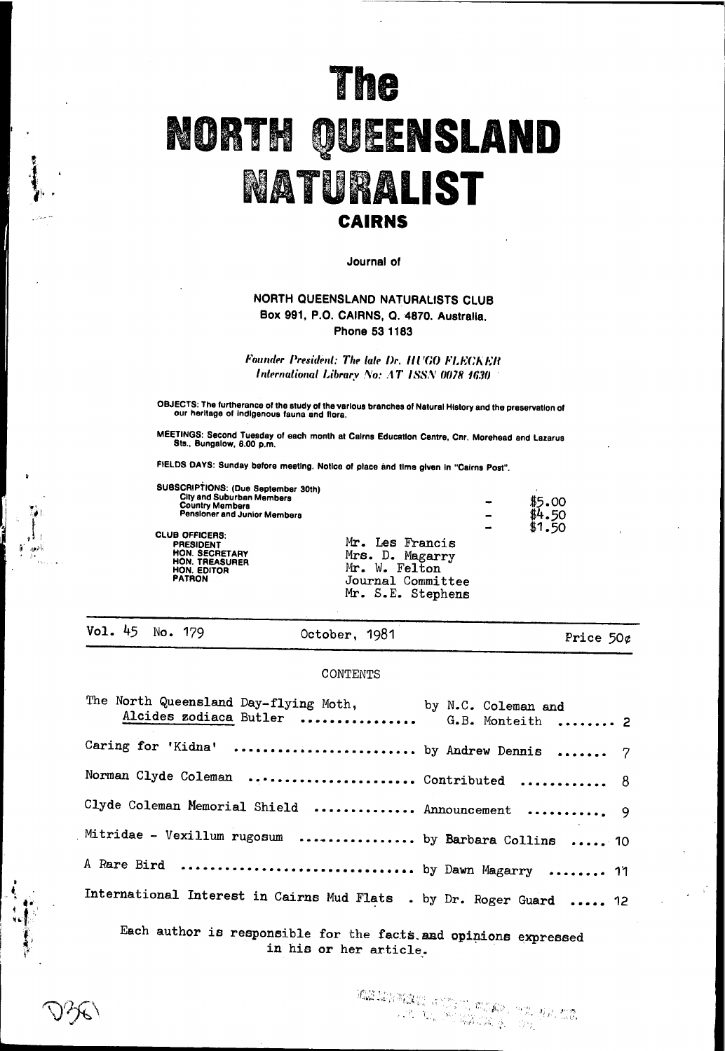# The NORTH QUEENSLAND NATURALIST

## CAIRNS

Journal of

NORTH QUEENSLAND NATURALISTS CLUB
Box 991, P.O. CAIRNS, Q. 4870. Australia.
Phone 53 1183

*Founder President: The late Dr. HUGO FLECKER*
*International Library No: AT ISSN 0078 1630*

OBJECTS: The furtherance of the study of the various branches of Natural History and the preservation of our heritage of indigenous fauna and flora.

MEETINGS: Second Tuesday of each month at Cairns Education Centre, Cnr. Morehead and Lazarus Sts., Bungalow, 8.00 p.m.

FIELDS DAYS: Sunday before meeting. Notice of place and time given in "Cairns Post".

SUBSCRIPTIONS: (Due September 30th)

| | | |
|---|---|---|
| City and Suburban Members | - | $5.00 |
| Country Members | - | $4.50 |
| Pensioner and Junior Members | - | $1.50 |

CLUB OFFICERS:

| | |
|---|---|
| PRESIDENT | Mr. Les Francis |
| HON. SECRETARY | Mrs. D. Magarry |
| HON. TREASURER | Mr. W. Felton |
| HON. EDITOR | Journal Committee |
| PATRON | Mr. S.E. Stephens |

Vol. 45 No. 179 — October, 1981 — Price 50¢

CONTENTS

| | | |
|---|---|---|
| The North Queensland Day-flying Moth, Alcides zodiaca Butler | by N.C. Coleman and G.B. Monteith | 2 |
| Caring for 'Kidna' | by Andrew Dennis | 7 |
| Norman Clyde Coleman | Contributed | 8 |
| Clyde Coleman Memorial Shield | Announcement | 9 |
| Mitridae - Vexillum rugosum | by Barbara Collins | 10 |
| A Rare Bird | by Dawn Magarry | 11 |
| International Interest in Cairns Mud Flats | by Dr. Roger Guard | 12 |

Each author is responsible for the facts and opinions expressed in his or her article.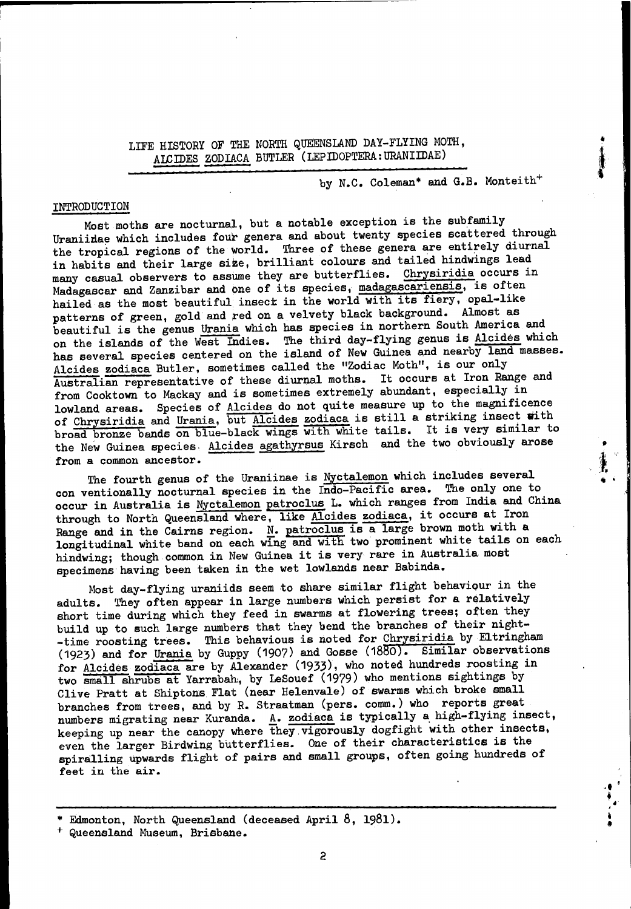# LIFE HISTORY OF THE NORTH QUEENSLAND DAY-FLYING MOTH, *ALCIDES ZODIACA* BUTLER (LEPIDOPTERA:URANIIDAE)

by N.C. Coleman* and G.B. Monteith+

## INTRODUCTION

Most moths are nocturnal, but a notable exception is the subfamily Uraniinae which includes four genera and about twenty species scattered through the tropical regions of the world. Three of these genera are entirely diurnal in habits and their large size, brilliant colours and tailed hindwings lead many casual observers to assume they are butterflies. *Chrysiridia* occurs in Madagascar and Zanzibar and one of its species, *madagascariensis*, is often hailed as the most beautiful insect in the world with its fiery, opal-like patterns of green, gold and red on a velvety black background. Almost as beautiful is the genus *Urania* which has species in northern South America and on the islands of the West Indies. The third day-flying genus is *Alcides* which has several species centered on the island of New Guinea and nearby land masses. *Alcides zodiaca* Butler, sometimes called the "Zodiac Moth", is our only Australian representative of these diurnal moths. It occurs at Iron Range and from Cooktown to Mackay and is sometimes extremely abundant, especially in lowland areas. Species of *Alcides* do not quite measure up to the magnificence of *Chrysiridia* and *Urania*, but *Alcides zodiaca* is still a striking insect with broad bronze bands on blue-black wings with white tails. It is very similar to the New Guinea species *Alcides agathyrsus* Kirsch and the two obviously arose from a common ancestor.

The fourth genus of the Uraniinae is *Nyctalemon* which includes several con ventionally nocturnal species in the Indo-Pacific area. The only one to occur in Australia is *Nyctalemon patroclus* L. which ranges from India and China through to North Queensland where, like *Alcides zodiaca*, it occurs at Iron Range and in the Cairns region. *N. patroclus* is a large brown moth with a longitudinal white band on each wing and with two prominent white tails on each hindwing; though common in New Guinea it is very rare in Australia most specimens having been taken in the wet lowlands near Babinda.

Most day-flying uraniids seem to share similar flight behaviour in the adults. They often appear in large numbers which persist for a relatively short time during which they feed in swarms at flowering trees; often they build up to such large numbers that they bend the branches of their night-time roosting trees. This behavious is noted for *Chrysiridia* by Eltringham (1923) and for *Urania* by Guppy (1907) and Gosse (1880). Similar observations for *Alcides zodiaca* are by Alexander (1933), who noted hundreds roosting in two small shrubs at Yarrabah, by LeSouef (1979) who mentions sightings by Clive Pratt at Shiptons Flat (near Helenvale) of swarms which broke small branches from trees, and by R. Straatman (pers. comm.) who reports great numbers migrating near Kuranda. *A. zodiaca* is typically a high-flying insect, keeping up near the canopy where they vigorously dogfight with other insects, even the larger Birdwing butterflies. One of their characteristics is the spiralling upwards flight of pairs and small groups, often going hundreds of feet in the air.

---

\* Edmonton, North Queensland (deceased April 8, 1981).

\+ Queensland Museum, Brisbane.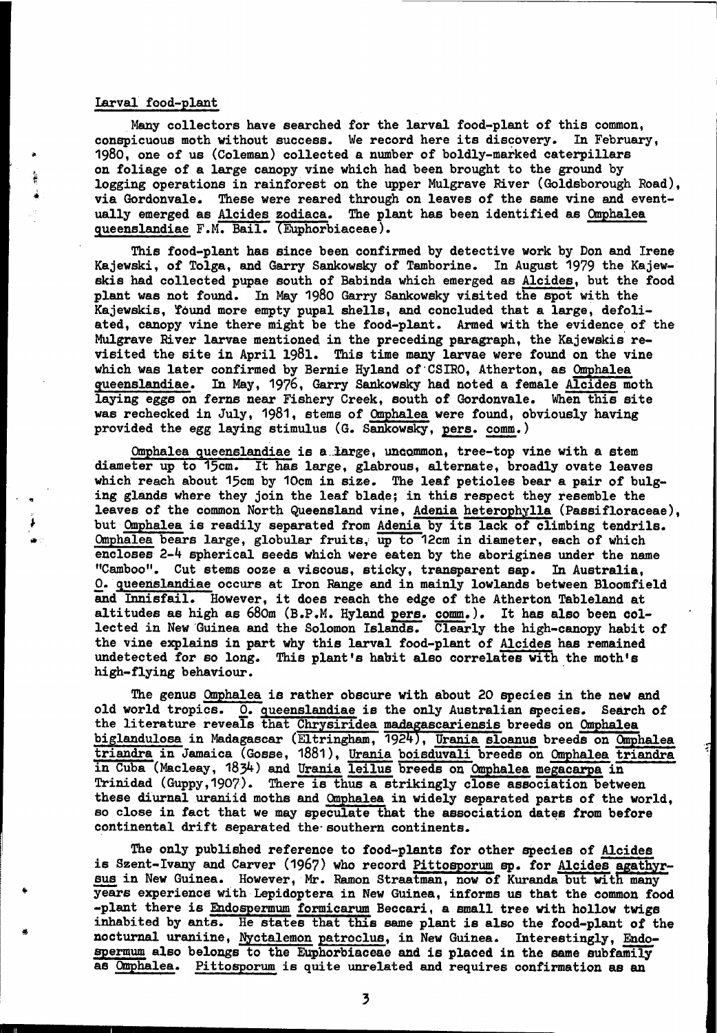## Larval food-plant

Many collectors have searched for the larval food-plant of this common, conspicuous moth without success. We record here its discovery. In February, 1980, one of us (Coleman) collected a number of boldly-marked caterpillars on foliage of a large canopy vine which had been brought to the ground by logging operations in rainforest on the upper Mulgrave River (Goldsborough Road), via Gordonvale. These were reared through on leaves of the same vine and eventually emerged as *Alcides zodiaca*. The plant has been identified as *Omphalea queenslandiae* F.M. Bail. (Euphorbiaceae).

This food-plant has since been confirmed by detective work by Don and Irene Kajewski, of Tolga, and Garry Sankowsky of Tamborine. In August 1979 the Kajewskis had collected pupae south of Babinda which emerged as *Alcides*, but the food plant was not found. In May 1980 Garry Sankowsky visited the spot with the Kajewskis, found more empty pupal shells, and concluded that a large, defoliated, canopy vine there might be the food-plant. Armed with the evidence of the Mulgrave River larvae mentioned in the preceding paragraph, the Kajewskis revisited the site in April 1981. This time many larvae were found on the vine which was later confirmed by Bernie Hyland of CSIRO, Atherton, as *Omphalea queenslandiae*. In May, 1976, Garry Sankowsky had noted a female *Alcides* moth laying eggs on ferns near Fishery Creek, south of Gordonvale. When this site was rechecked in July, 1981, stems of *Omphalea* were found, obviously having provided the egg laying stimulus (G. Sankowsky, *pers. comm.*)

*Omphalea queenslandiae* is a large, uncommon, tree-top vine with a stem diameter up to 15cm. It has large, glabrous, alternate, broadly ovate leaves which reach about 15cm by 10cm in size. The leaf petioles bear a pair of bulging glands where they join the leaf blade; in this respect they resemble the leaves of the common North Queensland vine, *Adenia heterophylla* (Passifloraceae), but *Omphalea* is readily separated from *Adenia* by its lack of climbing tendrils. *Omphalea* bears large, globular fruits, up to 12cm in diameter, each of which encloses 2-4 spherical seeds which were eaten by the aborigines under the name "Camboo". Cut stems ooze a viscous, sticky, transparent sap. In Australia, *O. queenslandiae* occurs at Iron Range and in mainly lowlands between Bloomfield and Innisfail. However, it does reach the edge of the Atherton Tableland at altitudes as high as 680m (B.P.M. Hyland *pers. comm.*). It has also been collected in New Guinea and the Solomon Islands. Clearly the high-canopy habit of the vine explains in part why this larval food-plant of *Alcides* has remained undetected for so long. This plant's habit also correlates with the moth's high-flying behaviour.

The genus *Omphalea* is rather obscure with about 20 species in the new and old world tropics. *O. queenslandiae* is the only Australian species. Search of the literature reveals that *Chrysiridea madagascariensis* breeds on *Omphalea biglandulosa* in Madagascar (Eltringham, 1924), *Urania sloanus* breeds on *Omphalea triandra* in Jamaica (Gosse, 1881), *Urania boisduvali* breeds on *Omphalea triandra* in Cuba (Macleay, 1834) and *Urania leilus* breeds on *Omphalea megacarpa* in Trinidad (Guppy, 1907). There is thus a strikingly close association between these diurnal uraniid moths and *Omphalea* in widely separated parts of the world, so close in fact that we may speculate that the association dates from before continental drift separated the southern continents.

The only published reference to food-plants for other species of *Alcides* is Szent-Ivany and Carver (1967) who record *Pittosporum* sp. for *Alcides agathyrsus* in New Guinea. However, Mr. Ramon Straatman, now of Kuranda but with many years experience with Lepidoptera in New Guinea, informs us that the common food-plant there is *Endospermum formicarum* Beccari, a small tree with hollow twigs inhabited by ants. He states that this same plant is also the food-plant of the nocturnal uraniine, *Nyctalemon patroclus*, in New Guinea. Interestingly, *Endospermum* also belongs to the Euphorbiaceae and is placed in the same subfamily as *Omphalea*. *Pittosporum* is quite unrelated and requires confirmation as an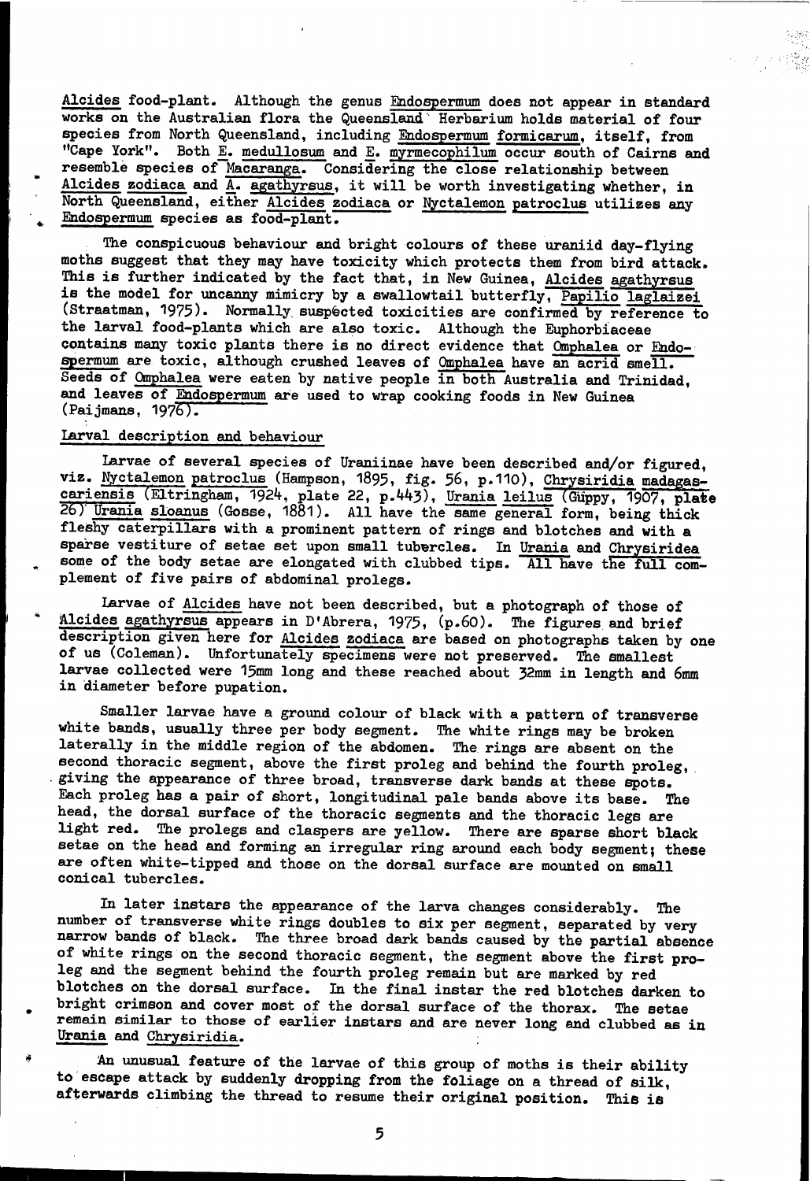*Alcides* food-plant. Although the genus *Endospermum* does not appear in standard works on the Australian flora the Queensland Herbarium holds material of four species from North Queensland, including *Endospermum formicarum*, itself, from "Cape York". Both *E. medullosum* and *E. myrmecophilum* occur south of Cairns and resemble species of *Macaranga*. Considering the close relationship between *Alcides zodiaca* and *A. agathyrsus*, it will be worth investigating whether, in North Queensland, either *Alcides zodiaca* or *Nyctalemon patroclus* utilizes any *Endospermum* species as food-plant.

The conspicuous behaviour and bright colours of these uraniid day-flying moths suggest that they may have toxicity which protects them from bird attack. This is further indicated by the fact that, in New Guinea, *Alcides agathyrsus* is the model for uncanny mimicry by a swallowtail butterfly, *Papilio laglaizei* (Straatman, 1975). Normally suspected toxicities are confirmed by reference to the larval food-plants which are also toxic. Although the Euphorbiaceae contains many toxic plants there is no direct evidence that *Omphalea* or *Endospermum* are toxic, although crushed leaves of *Omphalea* have an acrid smell. Seeds of *Omphalea* were eaten by native people in both Australia and Trinidad, and leaves of *Endospermum* are used to wrap cooking foods in New Guinea (Paijmans, 1976).

## Larval description and behaviour

Larvae of several species of Uraniinae have been described and/or figured, viz. *Nyctalemon patroclus* (Hampson, 1895, fig. 56, p.110), *Chrysiridia madagascariensis* (Eltringham, 1924, plate 22, p.443), *Urania leilus* (Guppy, 1907, plate 26) *Urania sloanus* (Gosse, 1881). All have the same general form, being thick fleshy caterpillars with a prominent pattern of rings and blotches and with a sparse vestiture of setae set upon small tubercles. In *Urania* and *Chrysiridea* some of the body setae are elongated with clubbed tips. All have the full complement of five pairs of abdominal prolegs.

Larvae of *Alcides* have not been described, but a photograph of those of *Alcides agathyrsus* appears in D'Abrera, 1975, (p.60). The figures and brief description given here for *Alcides zodiaca* are based on photographs taken by one of us (Coleman). Unfortunately specimens were not preserved. The smallest larvae collected were 15mm long and these reached about 32mm in length and 6mm in diameter before pupation.

Smaller larvae have a ground colour of black with a pattern of transverse white bands, usually three per body segment. The white rings may be broken laterally in the middle region of the abdomen. The rings are absent on the second thoracic segment, above the first proleg and behind the fourth proleg, giving the appearance of three broad, transverse dark bands at these spots. Each proleg has a pair of short, longitudinal pale bands above its base. The head, the dorsal surface of the thoracic segments and the thoracic legs are light red. The prolegs and claspers are yellow. There are sparse short black setae on the head and forming an irregular ring around each body segment; these are often white-tipped and those on the dorsal surface are mounted on small conical tubercles.

In later instars the appearance of the larva changes considerably. The number of transverse white rings doubles to six per segment, separated by very narrow bands of black. The three broad dark bands caused by the partial absence of white rings on the second thoracic segment, the segment above the first proleg and the segment behind the fourth proleg remain but are marked by red blotches on the dorsal surface. In the final instar the red blotches darken to bright crimson and cover most of the dorsal surface of the thorax. The setae remain similar to those of earlier instars and are never long and clubbed as in *Urania* and *Chrysiridia*.

An unusual feature of the larvae of this group of moths is their ability to escape attack by suddenly dropping from the foliage on a thread of silk, afterwards climbing the thread to resume their original position. This is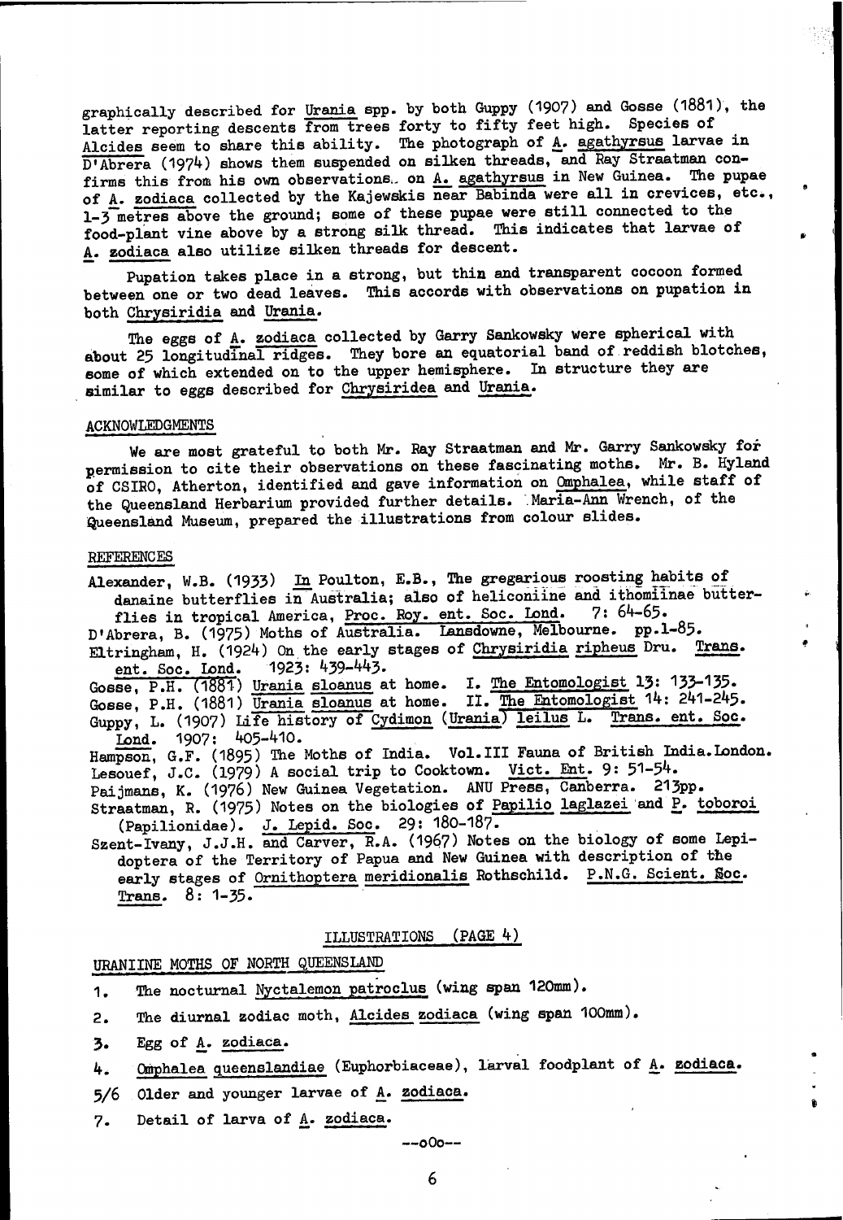graphically described for *Urania* spp. by both Guppy (1907) and Gosse (1881), the latter reporting descents from trees forty to fifty feet high. Species of *Alcides* seem to share this ability. The photograph of *A. agathyrsus* larvae in D'Abrera (1974) shows them suspended on silken threads, and Ray Straatman confirms this from his own observations on *A. agathyrsus* in New Guinea. The pupae of *A. zodiaca* collected by the Kajewskis near Babinda were all in crevices, etc., 1-3 metres above the ground; some of these pupae were still connected to the food-plant vine above by a strong silk thread. This indicates that larvae of *A. zodiaca* also utilize silken threads for descent.

Pupation takes place in a strong, but thin and transparent cocoon formed between one or two dead leaves. This accords with observations on pupation in both *Chrysiridia* and *Urania*.

The eggs of *A. zodiaca* collected by Garry Sankowsky were spherical with about 25 longitudinal ridges. They bore an equatorial band of reddish blotches, some of which extended on to the upper hemisphere. In structure they are similar to eggs described for *Chrysiridea* and *Urania*.

## ACKNOWLEDGMENTS

We are most grateful to both Mr. Ray Straatman and Mr. Garry Sankowsky for permission to cite their observations on these fascinating moths. Mr. B. Hyland of CSIRO, Atherton, identified and gave information on *Omphalea*, while staff of the Queensland Herbarium provided further details. Maria-Ann Wrench, of the Queensland Museum, prepared the illustrations from colour slides.

## REFERENCES

Alexander, W.B. (1933) In Poulton, E.B., The gregarious roosting habits of danaine butterflies in Australia; also of heliconiine and ithomiinae butterflies in tropical America, Proc. Roy. ent. Soc. Lond. 7: 64-65.

D'Abrera, B. (1975) Moths of Australia. Lansdowne, Melbourne. pp.1-85.

Eltringham, H. (1924) On the early stages of *Chrysiridia ripheus* Dru. Trans. ent. Soc. Lond. 1923: 439-443.

Gosse, P.H. (1881) *Urania sloanus* at home. I. The Entomologist 13: 133-135.

Gosse, P.H. (1881) *Urania sloanus* at home. II. The Entomologist 14: 241-245.

Guppy, L. (1907) Life history of *Cydimon (Urania) leilus* L. Trans. ent. Soc. Lond. 1907: 405-410.

Hampson, G.F. (1895) The Moths of India. Vol.III Fauna of British India. London.

Lesouef, J.C. (1979) A social trip to Cooktown. Vict. Ent. 9: 51-54.

Paijmans, K. (1976) New Guinea Vegetation. ANU Press, Canberra. 213pp.

Straatman, R. (1975) Notes on the biologies of *Papilio laglazei* and *P. toboroi* (Papilionidae). J. Lepid. Soc. 29: 180-187.

Szent-Ivany, J.J.H. and Carver, R.A. (1967) Notes on the biology of some Lepidoptera of the Territory of Papua and New Guinea with description of the early stages of *Ornithoptera meridionalis* Rothschild. P.N.G. Scient. Soc. Trans. 8: 1-35.

## ILLUSTRATIONS (PAGE 4)

### URANIINE MOTHS OF NORTH QUEENSLAND

1. The nocturnal *Nyctalemon patroclus* (wing span 120mm).
2. The diurnal zodiac moth, *Alcides zodiaca* (wing span 100mm).
3. Egg of *A. zodiaca*.
4. *Omphalea queenslandiae* (Euphorbiaceae), larval foodplant of *A. zodiaca*.

5/6 Older and younger larvae of *A. zodiaca*.

7. Detail of larva of *A. zodiaca*.

--oOo--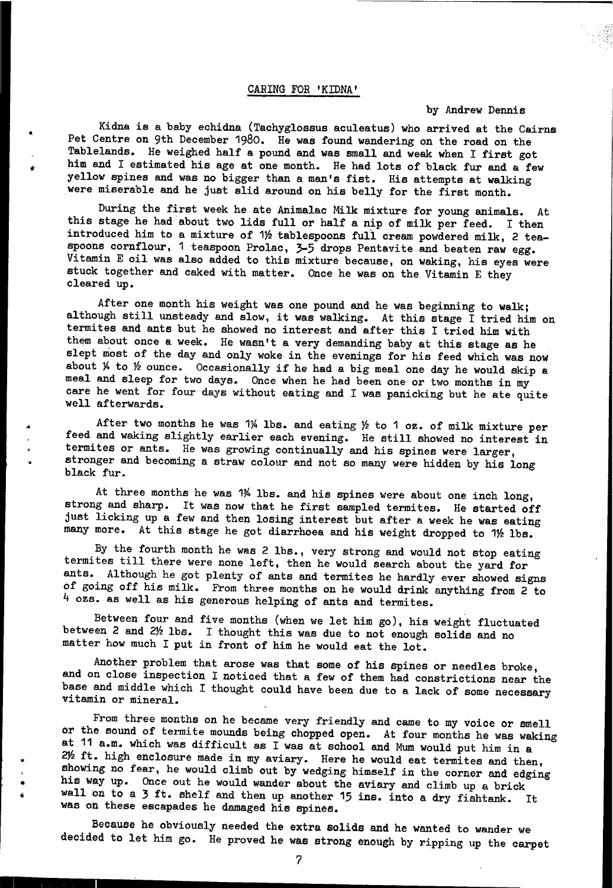## CARING FOR 'KIDNA'

by Andrew Dennis

Kidna is a baby echidna (Tachyglossus aculeatus) who arrived at the Cairns Pet Centre on 9th December 1980. He was found wandering on the road on the Tablelands. He weighed half a pound and was small and weak when I first got him and I estimated his age at one month. He had lots of black fur and a few yellow spines and was no bigger than a man's fist. His attempts at walking were miserable and he just slid around on his belly for the first month.

During the first week he ate Animalac Milk mixture for young animals. At this stage he had about two lids full or half a nip of milk per feed. I then introduced him to a mixture of 1½ tablespoons full cream powdered milk, 2 teaspoons cornflour, 1 teaspoon Prolac, 3-5 drops Pentavite and beaten raw egg. Vitamin E oil was also added to this mixture because, on waking, his eyes were stuck together and caked with matter. Once he was on the Vitamin E they cleared up.

After one month his weight was one pound and he was beginning to walk; although still unsteady and slow, it was walking. At this stage I tried him on termites and ants but he showed no interest and after this I tried him with them about once a week. He wasn't a very demanding baby at this stage as he slept most of the day and only woke in the evenings for his feed which was now about ¼ to ½ ounce. Occasionally if he had a big meal one day he would skip a meal and sleep for two days. Once when he had been one or two months in my care he went for four days without eating and I was panicking but he ate quite well afterwards.

After two months he was 1¼ lbs. and eating ½ to 1 oz. of milk mixture per feed and waking slightly earlier each evening. He still showed no interest in termites or ants. He was growing continually and his spines were larger, stronger and becoming a straw colour and not so many were hidden by his long black fur.

At three months he was 1¾ lbs. and his spines were about one inch long, strong and sharp. It was now that he first sampled termites. He started off just licking up a few and then losing interest but after a week he was eating many more. At this stage he got diarrhoea and his weight dropped to 1½ lbs.

By the fourth month he was 2 lbs., very strong and would not stop eating termites till there were none left, then he would search about the yard for ants. Although he got plenty of ants and termites he hardly ever showed signs of going off his milk. From three months on he would drink anything from 2 to 4 ozs. as well as his generous helping of ants and termites.

Between four and five months (when we let him go), his weight fluctuated between 2 and 2½ lbs. I thought this was due to not enough solids and no matter how much I put in front of him he would eat the lot.

Another problem that arose was that some of his spines or needles broke, and on close inspection I noticed that a few of them had constrictions near the base and middle which I thought could have been due to a lack of some necessary vitamin or mineral.

From three months on he became very friendly and came to my voice or smell or the sound of termite mounds being chopped open. At four months he was waking at 11 a.m. which was difficult as I was at school and Mum would put him in a 2½ ft. high enclosure made in my aviary. Here he would eat termites and then, showing no fear, he would climb out by wedging himself in the corner and edging his way up. Once out he would wander about the aviary and climb up a brick wall on to a 3 ft. shelf and then up another 15 ins. into a dry fishtank. It was on these escapades he damaged his spines.

Because he obviously needed the extra solids and he wanted to wander we decided to let him go. He proved he was strong enough by ripping up the carpet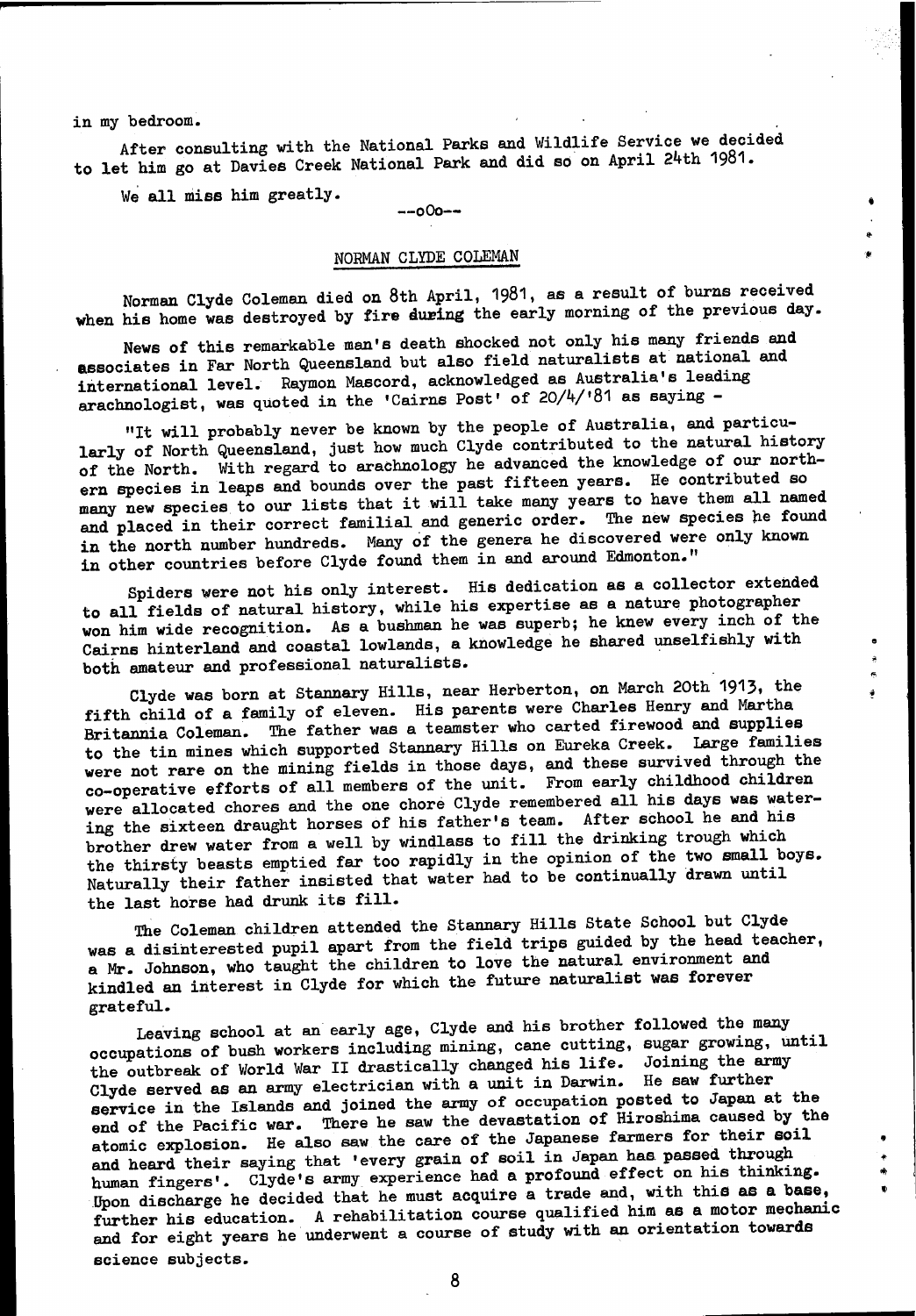in my bedroom.

After consulting with the National Parks and Wildlife Service we decided to let him go at Davies Creek National Park and did so on April 24th 1981.

We all miss him greatly.

--oOo--

## NORMAN CLYDE COLEMAN

Norman Clyde Coleman died on 8th April, 1981, as a result of burns received when his home was destroyed by fire during the early morning of the previous day.

News of this remarkable man's death shocked not only his many friends and associates in Far North Queensland but also field naturalists at national and international level. Raymon Mascord, acknowledged as Australia's leading arachnologist, was quoted in the 'Cairns Post' of 20/4/'81 as saying -

"It will probably never be known by the people of Australia, and particularly of North Queensland, just how much Clyde contributed to the natural history of the North. With regard to arachnology he advanced the knowledge of our northern species in leaps and bounds over the past fifteen years. He contributed so many new species to our lists that it will take many years to have them all named and placed in their correct familial and generic order. The new species he found in the north number hundreds. Many of the genera he discovered were only known in other countries before Clyde found them in and around Edmonton."

Spiders were not his only interest. His dedication as a collector extended to all fields of natural history, while his expertise as a nature photographer won him wide recognition. As a bushman he was superb; he knew every inch of the Cairns hinterland and coastal lowlands, a knowledge he shared unselfishly with both amateur and professional naturalists.

Clyde was born at Stannary Hills, near Herberton, on March 20th 1913, the fifth child of a family of eleven. His parents were Charles Henry and Martha Britannia Coleman. The father was a teamster who carted firewood and supplies to the tin mines which supported Stannary Hills on Eureka Creek. Large families were not rare on the mining fields in those days, and these survived through the co-operative efforts of all members of the unit. From early childhood children were allocated chores and the one chore Clyde remembered all his days was watering the sixteen draught horses of his father's team. After school he and his brother drew water from a well by windlass to fill the drinking trough which the thirsty beasts emptied far too rapidly in the opinion of the two small boys. Naturally their father insisted that water had to be continually drawn until the last horse had drunk its fill.

The Coleman children attended the Stannary Hills State School but Clyde was a disinterested pupil apart from the field trips guided by the head teacher, a Mr. Johnson, who taught the children to love the natural environment and kindled an interest in Clyde for which the future naturalist was forever grateful.

Leaving school at an early age, Clyde and his brother followed the many occupations of bush workers including mining, cane cutting, sugar growing, until the outbreak of World War II drastically changed his life. Joining the army Clyde served as an army electrician with a unit in Darwin. He saw further service in the Islands and joined the army of occupation posted to Japan at the end of the Pacific war. There he saw the devastation of Hiroshima caused by the atomic explosion. He also saw the care of the Japanese farmers for their soil and heard their saying that 'every grain of soil in Japan has passed through human fingers'. Clyde's army experience had a profound effect on his thinking. Upon discharge he decided that he must acquire a trade and, with this as a base, further his education. A rehabilitation course qualified him as a motor mechanic and for eight years he underwent a course of study with an orientation towards science subjects.